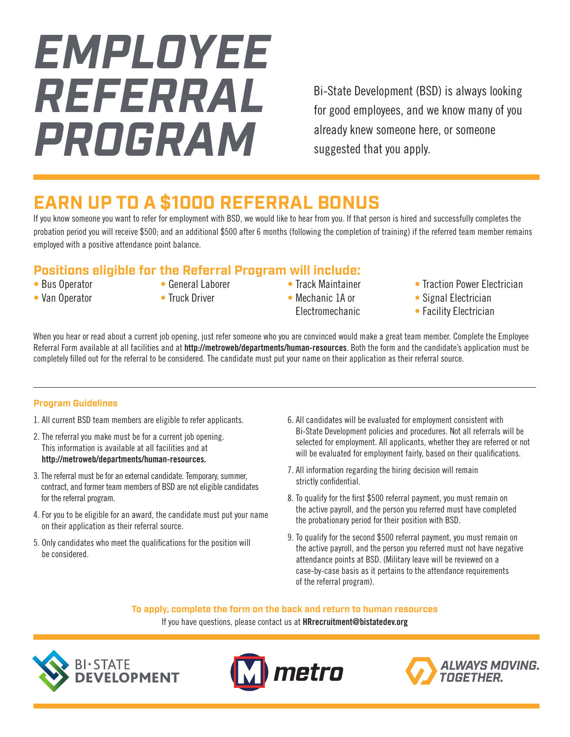# EMPLOYEE REFERRAL PROGRAM

Bi-State Development (BSD) is always looking for good employees, and we know many of you already knew someone here, or someone suggested that you apply.

## EARN UP TO A $1000 REFERRAL BONUS

If you know someone you want to refer for employment with BSD, we would like to hear from you. If that person is hired and successfully completes the probation period you will receive $500; and an additional $500 after 6 months (following the completion of training) if the referred team member remains employed with a positive attendance point balance.

### Positions eligible for the Referral Program will include:

- Bus Operator
- Van Operator
- General Laborer
- Truck Driver
- Track Maintainer
- Mechanic 1A or Electromechanic
- Traction Power Electrician
- Signal Electrician
- Facility Electrician

When you hear or read about a current job opening, just refer someone who you are convinced would make a great team member. Complete the Employee Referral Form available at all facilities and at **http://metroweb/departments/human-resources**. Both the form and the candidate's application must be completely filled out for the referral to be considered. The candidate must put your name on their application as their referral source.

---

#### Program Guidelines

1. All current BSD team members are eligible to refer applicants.
2. The referral you make must be for a current job opening. This information is available at all facilities and at **http://metroweb/departments/human-resources.**
3. The referral must be for an external candidate. Temporary, summer, contract, and former team members of BSD are not eligible candidates for the referral program.
4. For you to be eligible for an award, the candidate must put your name on their application as their referral source.
5. Only candidates who meet the qualifications for the position will be considered.
6. All candidates will be evaluated for employment consistent with Bi-State Development policies and procedures. Not all referrals will be selected for employment. All applicants, whether they are referred or not will be evaluated for employment fairly, based on their qualifications.
7. All information regarding the hiring decision will remain strictly confidential.
8. To qualify for the first $500 referral payment, you must remain on the active payroll, and the person you referred must have completed the probationary period for their position with BSD.
9. To qualify for the second $500 referral payment, you must remain on the active payroll, and the person you referred must not have negative attendance points at BSD. (Military leave will be reviewed on a case-by-case basis as it pertains to the attendance requirements of the referral program).

**To apply, complete the form on the back and return to human resources**

If you have questions, please contact us at **HRrecruitment@bistatedev.org**

BI·STATE DEVELOPMENT | metro | ALWAYS MOVING. TOGETHER.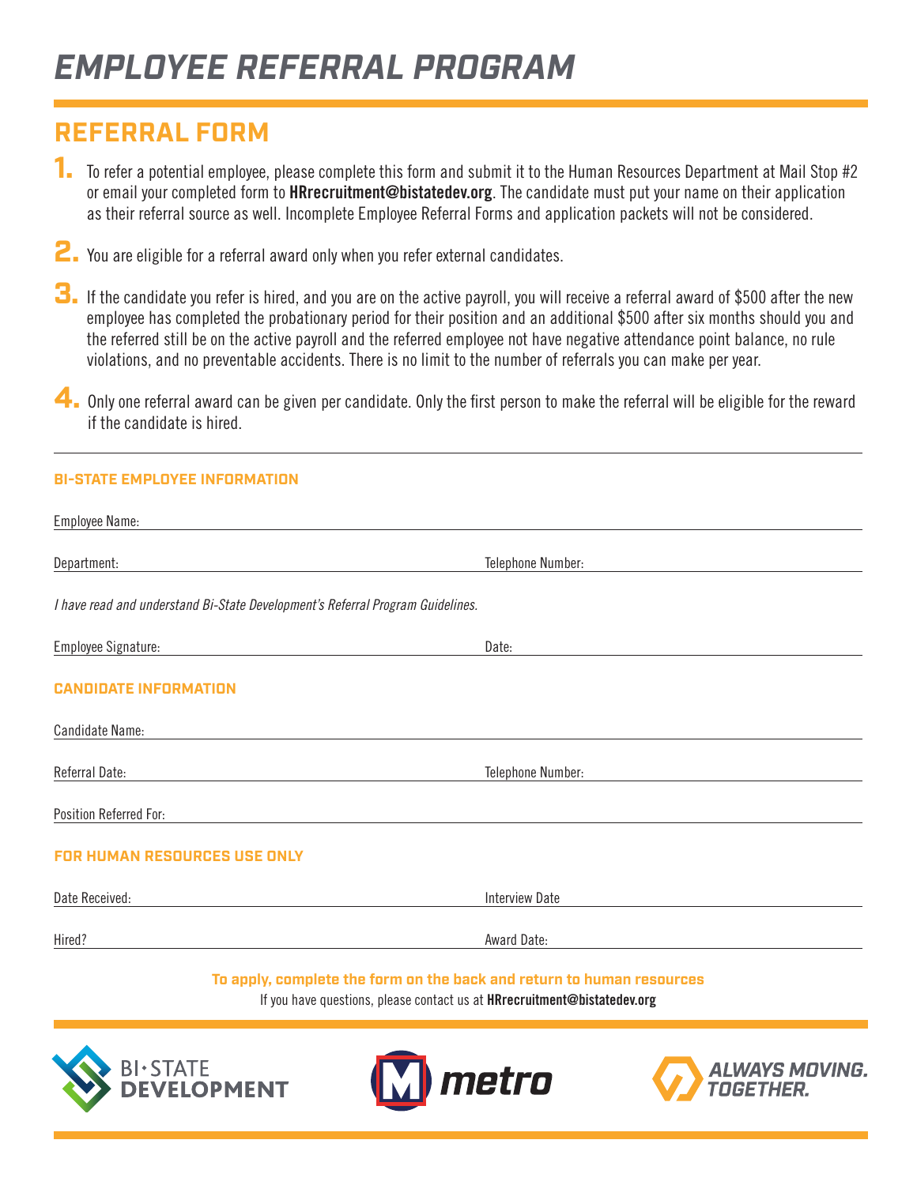# EMPLOYEE REFERRAL PROGRAM

## REFERRAL FORM

1. To refer a potential employee, please complete this form and submit it to the Human Resources Department at Mail Stop #2 or email your completed form to **HRrecruitment@bistatedev.org**. The candidate must put your name on their application as their referral source as well. Incomplete Employee Referral Forms and application packets will not be considered.
2. You are eligible for a referral award only when you refer external candidates.
3. If the candidate you refer is hired, and you are on the active payroll, you will receive a referral award of $500 after the new employee has completed the probationary period for their position and an additional $500 after six months should you and the referred still be on the active payroll and the referred employee not have negative attendance point balance, no rule violations, and no preventable accidents. There is no limit to the number of referrals you can make per year.
4. Only one referral award can be given per candidate. Only the first person to make the referral will be eligible for the reward if the candidate is hired.

### BI-STATE EMPLOYEE INFORMATION

Employee Name: ____________________

Department: ____________________ Telephone Number: ____________________

*I have read and understand Bi-State Development's Referral Program Guidelines.*

Employee Signature: ____________________ Date: ____________________

### CANDIDATE INFORMATION

Candidate Name: ____________________

Referral Date: ____________________ Telephone Number: ____________________

Position Referred For: ____________________

### FOR HUMAN RESOURCES USE ONLY

Date Received: ____________________ Interview Date ____________________

Hired? ____________________ Award Date: ____________________

**To apply, complete the form on the back and return to human resources**

If you have questions, please contact us at **HRrecruitment@bistatedev.org**

BI·STATE DEVELOPMENT

metro

ALWAYS MOVING. TOGETHER.